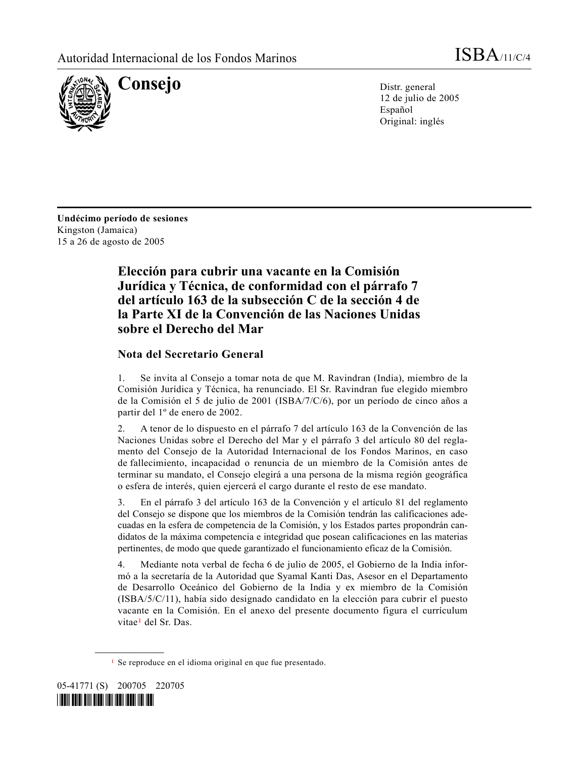Autoridad Internacional de los Fondos Marinos ISBA/11/C/4

# Consejo

Distr. general
12 de julio de 2005
Español
Original: inglés

**Undécimo período de sesiones**
Kingston (Jamaica)
15 a 26 de agosto de 2005

## Elección para cubrir una vacante en la Comisión Jurídica y Técnica, de conformidad con el párrafo 7 del artículo 163 de la subsección C de la sección 4 de la Parte XI de la Convención de las Naciones Unidas sobre el Derecho del Mar

### Nota del Secretario General

1. Se invita al Consejo a tomar nota de que M. Ravindran (India), miembro de la Comisión Jurídica y Técnica, ha renunciado. El Sr. Ravindran fue elegido miembro de la Comisión el 5 de julio de 2001 (ISBA/7/C/6), por un período de cinco años a partir del 1º de enero de 2002.

2. A tenor de lo dispuesto en el párrafo 7 del artículo 163 de la Convención de las Naciones Unidas sobre el Derecho del Mar y el párrafo 3 del artículo 80 del reglamento del Consejo de la Autoridad Internacional de los Fondos Marinos, en caso de fallecimiento, incapacidad o renuncia de un miembro de la Comisión antes de terminar su mandato, el Consejo elegirá a una persona de la misma región geográfica o esfera de interés, quien ejercerá el cargo durante el resto de ese mandato.

3. En el párrafo 3 del artículo 163 de la Convención y el artículo 81 del reglamento del Consejo se dispone que los miembros de la Comisión tendrán las calificaciones adecuadas en la esfera de competencia de la Comisión, y los Estados partes propondrán candidatos de la máxima competencia e integridad que posean calificaciones en las materias pertinentes, de modo que quede garantizado el funcionamiento eficaz de la Comisión.

4. Mediante nota verbal de fecha 6 de julio de 2005, el Gobierno de la India informó a la secretaría de la Autoridad que Syamal Kanti Das, Asesor en el Departamento de Desarrollo Oceánico del Gobierno de la India y ex miembro de la Comisión (ISBA/5/C/11), había sido designado candidato en la elección para cubrir el puesto vacante en la Comisión. En el anexo del presente documento figura el currículum vitae[1] del Sr. Das.

[1] Se reproduce en el idioma original en que fue presentado.

05-41771 (S) 200705 220705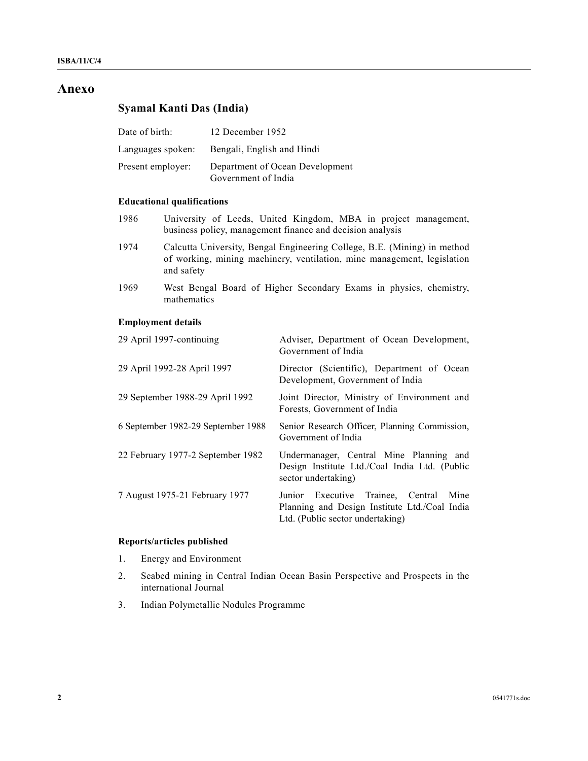# Anexo

## Syamal Kanti Das (India)

| | |
|---|---|
| Date of birth: | 12 December 1952 |
| Languages spoken: | Bengali, English and Hindi |
| Present employer: | Department of Ocean Development Government of India |

### Educational qualifications

| | |
|---|---|
| 1986 | University of Leeds, United Kingdom, MBA in project management, business policy, management finance and decision analysis |
| 1974 | Calcutta University, Bengal Engineering College, B.E. (Mining) in method of working, mining machinery, ventilation, mine management, legislation and safety |
| 1969 | West Bengal Board of Higher Secondary Exams in physics, chemistry, mathematics |

### Employment details

| | |
|---|---|
| 29 April 1997-continuing | Adviser, Department of Ocean Development, Government of India |
| 29 April 1992-28 April 1997 | Director (Scientific), Department of Ocean Development, Government of India |
| 29 September 1988-29 April 1992 | Joint Director, Ministry of Environment and Forests, Government of India |
| 6 September 1982-29 September 1988 | Senior Research Officer, Planning Commission, Government of India |
| 22 February 1977-2 September 1982 | Undermanager, Central Mine Planning and Design Institute Ltd./Coal India Ltd. (Public sector undertaking) |
| 7 August 1975-21 February 1977 | Junior Executive Trainee, Central Mine Planning and Design Institute Ltd./Coal India Ltd. (Public sector undertaking) |

### Reports/articles published

1. Energy and Environment
2. Seabed mining in Central Indian Ocean Basin Perspective and Prospects in the international Journal
3. Indian Polymetallic Nodules Programme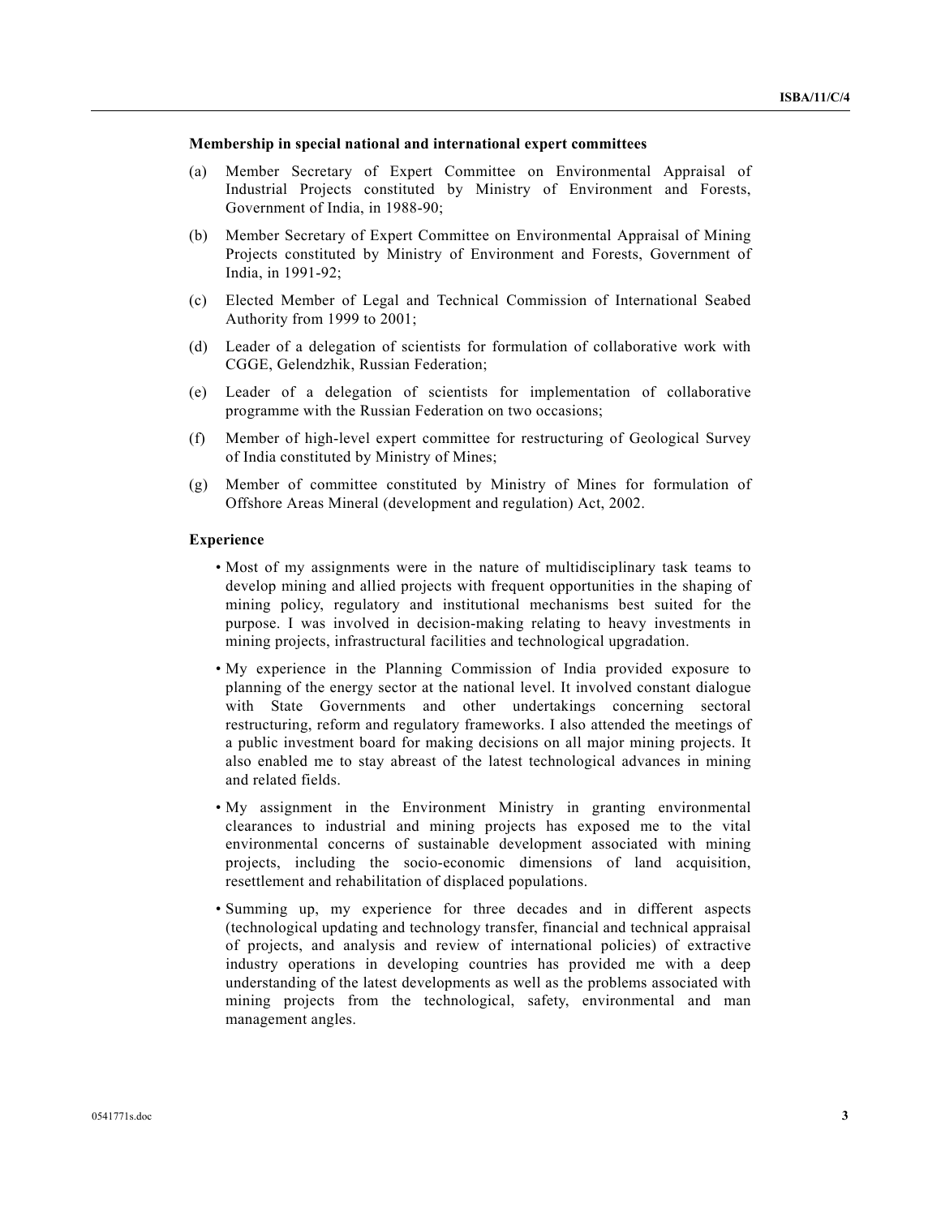**Membership in special national and international expert committees**

(a) Member Secretary of Expert Committee on Environmental Appraisal of Industrial Projects constituted by Ministry of Environment and Forests, Government of India, in 1988-90;

(b) Member Secretary of Expert Committee on Environmental Appraisal of Mining Projects constituted by Ministry of Environment and Forests, Government of India, in 1991-92;

(c) Elected Member of Legal and Technical Commission of International Seabed Authority from 1999 to 2001;

(d) Leader of a delegation of scientists for formulation of collaborative work with CGGE, Gelendzhik, Russian Federation;

(e) Leader of a delegation of scientists for implementation of collaborative programme with the Russian Federation on two occasions;

(f) Member of high-level expert committee for restructuring of Geological Survey of India constituted by Ministry of Mines;

(g) Member of committee constituted by Ministry of Mines for formulation of Offshore Areas Mineral (development and regulation) Act, 2002.

**Experience**

- Most of my assignments were in the nature of multidisciplinary task teams to develop mining and allied projects with frequent opportunities in the shaping of mining policy, regulatory and institutional mechanisms best suited for the purpose. I was involved in decision-making relating to heavy investments in mining projects, infrastructural facilities and technological upgradation.
- My experience in the Planning Commission of India provided exposure to planning of the energy sector at the national level. It involved constant dialogue with State Governments and other undertakings concerning sectoral restructuring, reform and regulatory frameworks. I also attended the meetings of a public investment board for making decisions on all major mining projects. It also enabled me to stay abreast of the latest technological advances in mining and related fields.
- My assignment in the Environment Ministry in granting environmental clearances to industrial and mining projects has exposed me to the vital environmental concerns of sustainable development associated with mining projects, including the socio-economic dimensions of land acquisition, resettlement and rehabilitation of displaced populations.
- Summing up, my experience for three decades and in different aspects (technological updating and technology transfer, financial and technical appraisal of projects, and analysis and review of international policies) of extractive industry operations in developing countries has provided me with a deep understanding of the latest developments as well as the problems associated with mining projects from the technological, safety, environmental and man management angles.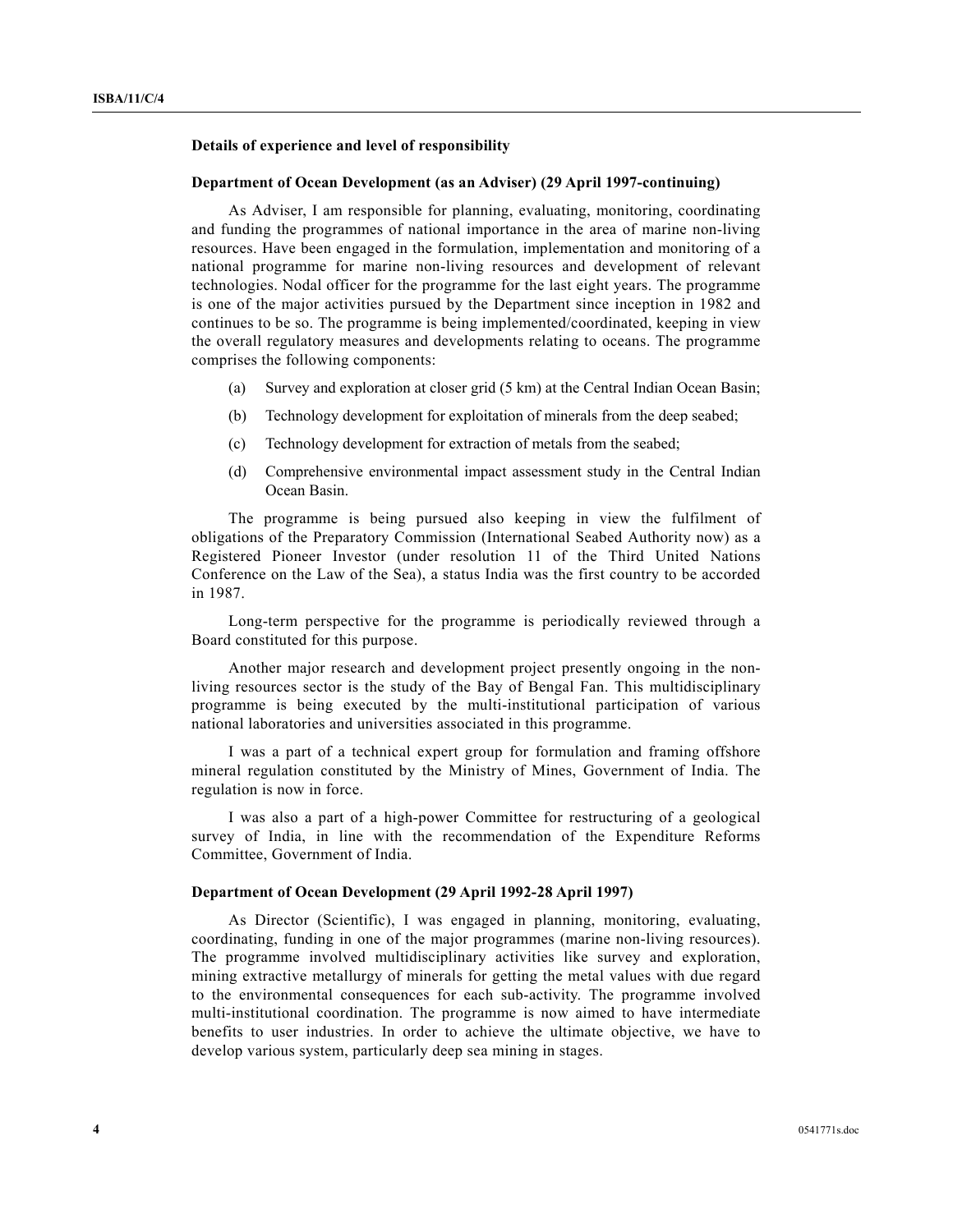**Details of experience and level of responsibility**

**Department of Ocean Development (as an Adviser) (29 April 1997-continuing)**

As Adviser, I am responsible for planning, evaluating, monitoring, coordinating and funding the programmes of national importance in the area of marine non-living resources. Have been engaged in the formulation, implementation and monitoring of a national programme for marine non-living resources and development of relevant technologies. Nodal officer for the programme for the last eight years. The programme is one of the major activities pursued by the Department since inception in 1982 and continues to be so. The programme is being implemented/coordinated, keeping in view the overall regulatory measures and developments relating to oceans. The programme comprises the following components:

(a) Survey and exploration at closer grid (5 km) at the Central Indian Ocean Basin;

(b) Technology development for exploitation of minerals from the deep seabed;

(c) Technology development for extraction of metals from the seabed;

(d) Comprehensive environmental impact assessment study in the Central Indian Ocean Basin.

The programme is being pursued also keeping in view the fulfilment of obligations of the Preparatory Commission (International Seabed Authority now) as a Registered Pioneer Investor (under resolution 11 of the Third United Nations Conference on the Law of the Sea), a status India was the first country to be accorded in 1987.

Long-term perspective for the programme is periodically reviewed through a Board constituted for this purpose.

Another major research and development project presently ongoing in the non-living resources sector is the study of the Bay of Bengal Fan. This multidisciplinary programme is being executed by the multi-institutional participation of various national laboratories and universities associated in this programme.

I was a part of a technical expert group for formulation and framing offshore mineral regulation constituted by the Ministry of Mines, Government of India. The regulation is now in force.

I was also a part of a high-power Committee for restructuring of a geological survey of India, in line with the recommendation of the Expenditure Reforms Committee, Government of India.

**Department of Ocean Development (29 April 1992-28 April 1997)**

As Director (Scientific), I was engaged in planning, monitoring, evaluating, coordinating, funding in one of the major programmes (marine non-living resources). The programme involved multidisciplinary activities like survey and exploration, mining extractive metallurgy of minerals for getting the metal values with due regard to the environmental consequences for each sub-activity. The programme involved multi-institutional coordination. The programme is now aimed to have intermediate benefits to user industries. In order to achieve the ultimate objective, we have to develop various system, particularly deep sea mining in stages.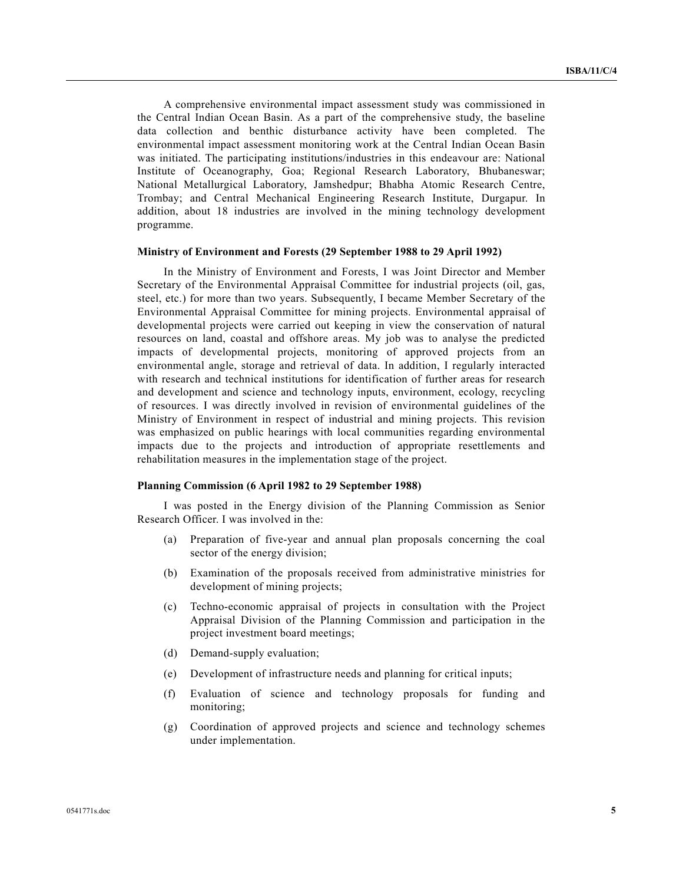A comprehensive environmental impact assessment study was commissioned in the Central Indian Ocean Basin. As a part of the comprehensive study, the baseline data collection and benthic disturbance activity have been completed. The environmental impact assessment monitoring work at the Central Indian Ocean Basin was initiated. The participating institutions/industries in this endeavour are: National Institute of Oceanography, Goa; Regional Research Laboratory, Bhubaneswar; National Metallurgical Laboratory, Jamshedpur; Bhabha Atomic Research Centre, Trombay; and Central Mechanical Engineering Research Institute, Durgapur. In addition, about 18 industries are involved in the mining technology development programme.

**Ministry of Environment and Forests (29 September 1988 to 29 April 1992)**

In the Ministry of Environment and Forests, I was Joint Director and Member Secretary of the Environmental Appraisal Committee for industrial projects (oil, gas, steel, etc.) for more than two years. Subsequently, I became Member Secretary of the Environmental Appraisal Committee for mining projects. Environmental appraisal of developmental projects were carried out keeping in view the conservation of natural resources on land, coastal and offshore areas. My job was to analyse the predicted impacts of developmental projects, monitoring of approved projects from an environmental angle, storage and retrieval of data. In addition, I regularly interacted with research and technical institutions for identification of further areas for research and development and science and technology inputs, environment, ecology, recycling of resources. I was directly involved in revision of environmental guidelines of the Ministry of Environment in respect of industrial and mining projects. This revision was emphasized on public hearings with local communities regarding environmental impacts due to the projects and introduction of appropriate resettlements and rehabilitation measures in the implementation stage of the project.

**Planning Commission (6 April 1982 to 29 September 1988)**

I was posted in the Energy division of the Planning Commission as Senior Research Officer. I was involved in the:

(a) Preparation of five-year and annual plan proposals concerning the coal sector of the energy division;

(b) Examination of the proposals received from administrative ministries for development of mining projects;

(c) Techno-economic appraisal of projects in consultation with the Project Appraisal Division of the Planning Commission and participation in the project investment board meetings;

(d) Demand-supply evaluation;

(e) Development of infrastructure needs and planning for critical inputs;

(f) Evaluation of science and technology proposals for funding and monitoring;

(g) Coordination of approved projects and science and technology schemes under implementation.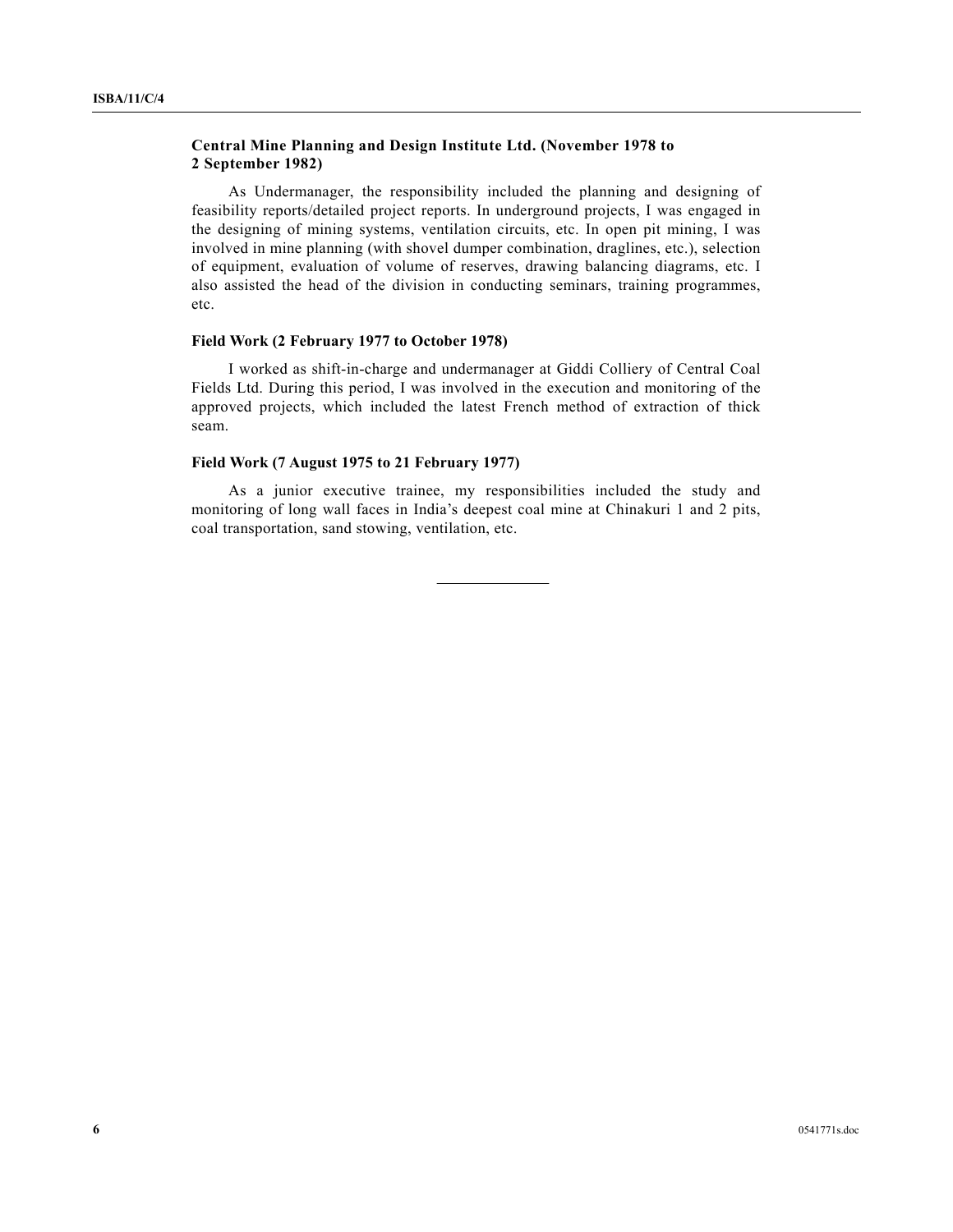**Central Mine Planning and Design Institute Ltd. (November 1978 to 2 September 1982)**

As Undermanager, the responsibility included the planning and designing of feasibility reports/detailed project reports. In underground projects, I was engaged in the designing of mining systems, ventilation circuits, etc. In open pit mining, I was involved in mine planning (with shovel dumper combination, draglines, etc.), selection of equipment, evaluation of volume of reserves, drawing balancing diagrams, etc. I also assisted the head of the division in conducting seminars, training programmes, etc.

**Field Work (2 February 1977 to October 1978)**

I worked as shift-in-charge and undermanager at Giddi Colliery of Central Coal Fields Ltd. During this period, I was involved in the execution and monitoring of the approved projects, which included the latest French method of extraction of thick seam.

**Field Work (7 August 1975 to 21 February 1977)**

As a junior executive trainee, my responsibilities included the study and monitoring of long wall faces in India's deepest coal mine at Chinakuri 1 and 2 pits, coal transportation, sand stowing, ventilation, etc.